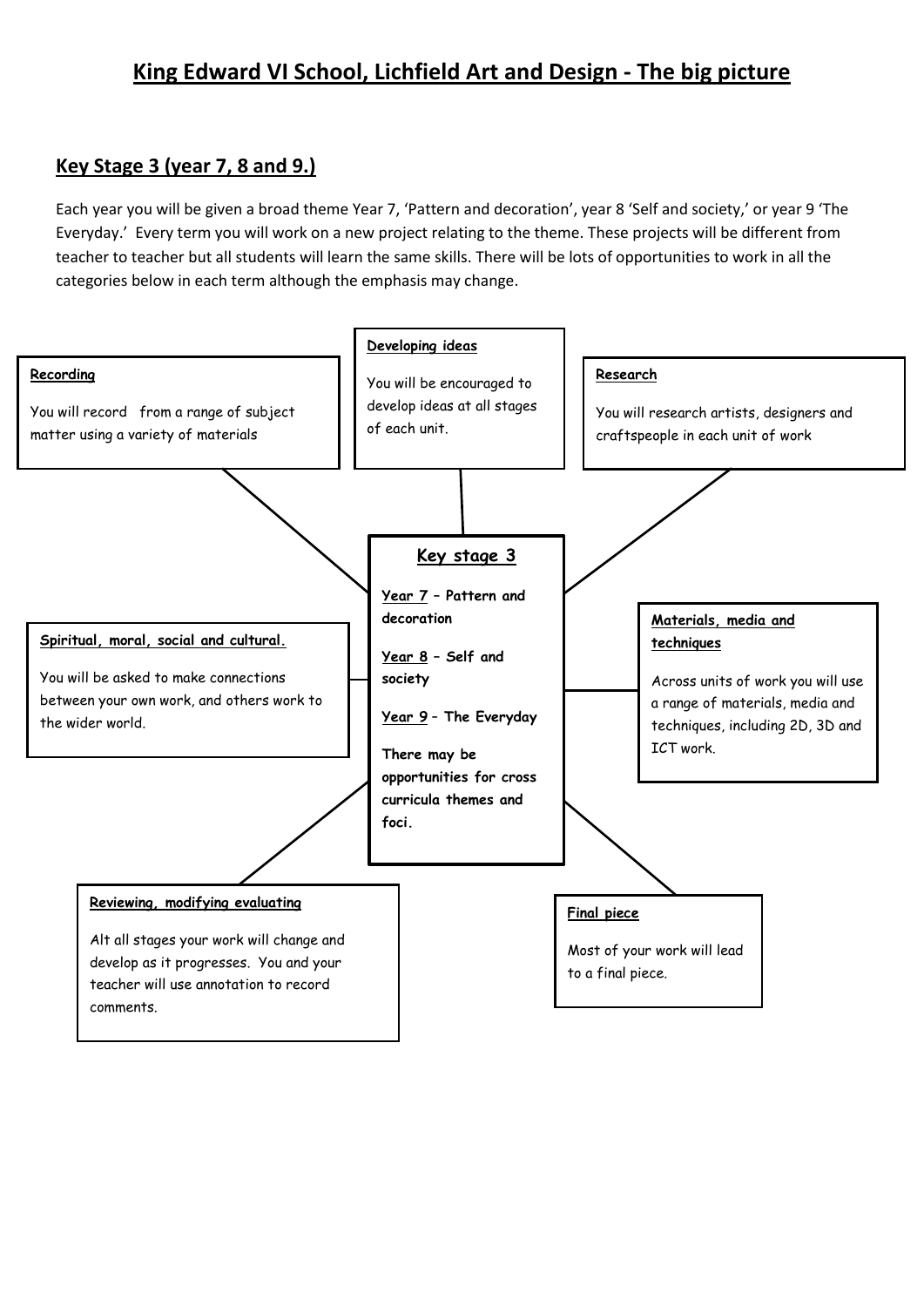# King Edward VI School, Lichfield Art and Design - The big picture

## Key Stage 3 (year 7, 8 and 9.)

Each year you will be given a broad theme Year 7, 'Pattern and decoration', year 8 'Self and society,' or year 9 'The Everyday.' Every term you will work on a new project relating to the theme. These projects will be different from teacher to teacher but all students will learn the same skills. There will be lots of opportunities to work in all the categories below in each term although the emphasis may change.

### Key stage 3

**Year 7 – Pattern and decoration**

**Year 8 – Self and society**

**Year 9 – The Everyday**

**There may be opportunities for cross curricula themes and foci.**

**Recording**

You will record from a range of subject matter using a variety of materials

**Developing ideas**

You will be encouraged to develop ideas at all stages of each unit.

**Research**

You will research artists, designers and craftspeople in each unit of work

**Spiritual, moral, social and cultural.**

You will be asked to make connections between your own work, and others work to the wider world.

**Materials, media and techniques**

Across units of work you will use a range of materials, media and techniques, including 2D, 3D and ICT work.

**Reviewing, modifying evaluating**

Alt all stages your work will change and develop as it progresses. You and your teacher will use annotation to record comments.

**Final piece**

Most of your work will lead to a final piece.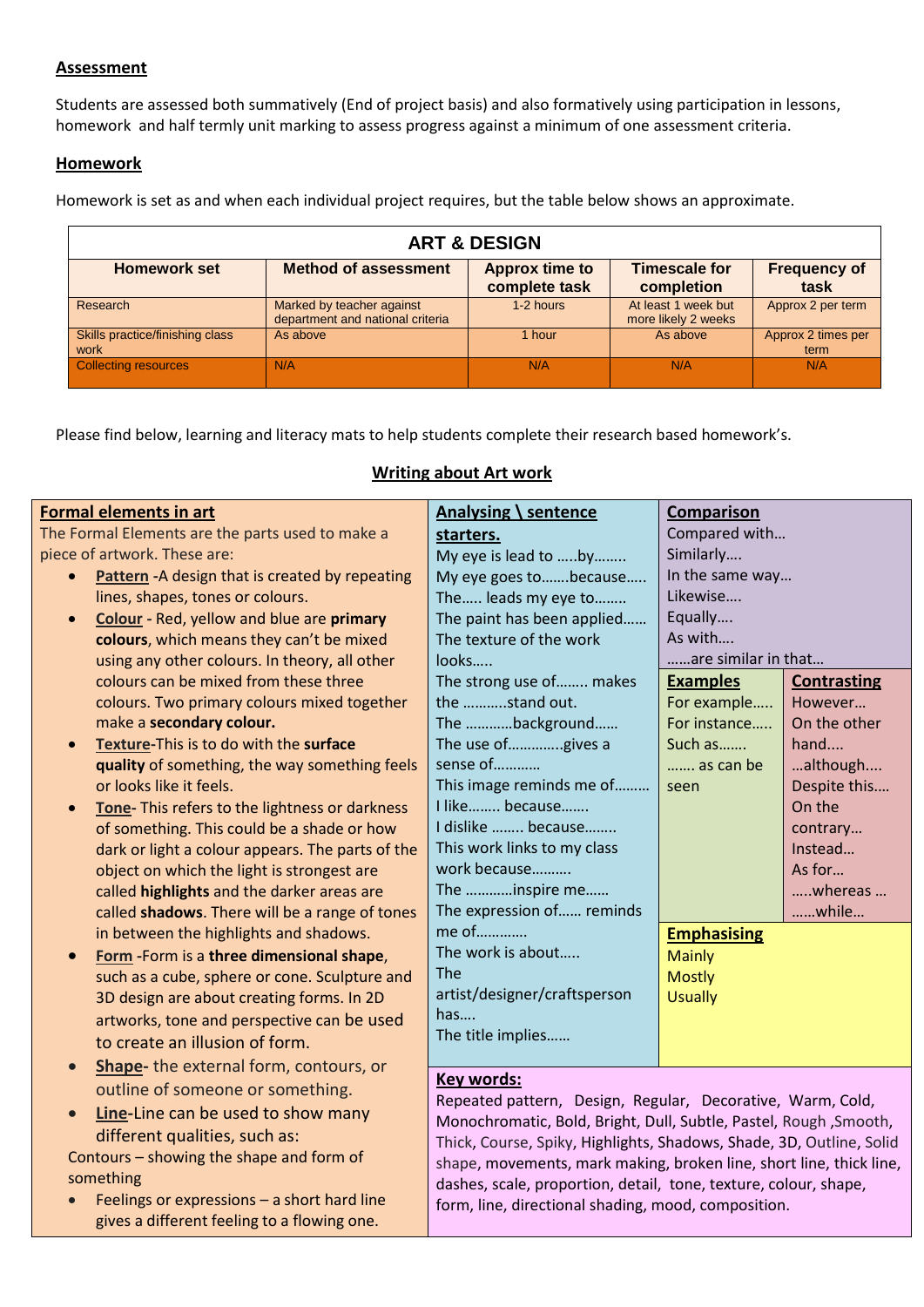## Assessment

Students are assessed both summatively (End of project basis) and also formatively using participation in lessons, homework and half termly unit marking to assess progress against a minimum of one assessment criteria.

## Homework

Homework is set as and when each individual project requires, but the table below shows an approximate.

| ART & DESIGN | | | | |
|---|---|---|---|---|
| **Homework set** | **Method of assessment** | **Approx time to complete task** | **Timescale for completion** | **Frequency of task** |
| Research | Marked by teacher against department and national criteria | 1-2 hours | At least 1 week but more likely 2 weeks | Approx 2 per term |
| Skills practice/finishing class work | As above | 1 hour | As above | Approx 2 times per term |
| Collecting resources | N/A | N/A | N/A | N/A |

Please find below, learning and literacy mats to help students complete their research based homework's.

## Writing about Art work

### Formal elements in art

The Formal Elements are the parts used to make a piece of artwork. These are:

- **Pattern** -A design that is created by repeating lines, shapes, tones or colours.
- **Colour** - Red, yellow and blue are **primary colours**, which means they can't be mixed using any other colours. In theory, all other colours can be mixed from these three colours. Two primary colours mixed together make a **secondary colour.**
- **Texture**-This is to do with the **surface quality** of something, the way something feels or looks like it feels.
- **Tone**- This refers to the lightness or darkness of something. This could be a shade or how dark or light a colour appears. The parts of the object on which the light is strongest are called **highlights** and the darker areas are called **shadows**. There will be a range of tones in between the highlights and shadows.
- **Form** -Form is a **three dimensional shape**, such as a cube, sphere or cone. Sculpture and 3D design are about creating forms. In 2D artworks, tone and perspective can be used to create an illusion of form.
- **Shape**- the external form, contours, or outline of someone or something.
- **Line**-Line can be used to show many different qualities, such as:

Contours – showing the shape and form of something

- Feelings or expressions – a short hard line gives a different feeling to a flowing one.

### Analysing \ sentence starters.

My eye is lead to …..by……..
My eye goes to…….because…..
The….. leads my eye to……..
The paint has been applied……
The texture of the work looks…..
The strong use of…….. makes the ………..stand out.
The …………background……
The use of………….gives a sense of…………
This image reminds me of………
I like…….. because…….
I dislike …….. because……..
This work links to my class work because……….
The ………..inspire me……
The expression of…… reminds me of…………
The work is about…..
The artist/designer/craftsperson has….
The title implies……

### Comparison

Compared with…
Similarly….
In the same way…
Likewise….
Equally….
As with….
……are similar in that…

### Examples

For example…..
For instance…..
Such as…….
……. as can be seen

### Contrasting

However…
On the other hand....
…although....
Despite this….
On the contrary…
Instead…
As for…
…..whereas …
……while…

### Emphasising

Mainly
Mostly
Usually

### Key words:

Repeated pattern, Design, Regular, Decorative, Warm, Cold, Monochromatic, Bold, Bright, Dull, Subtle, Pastel, Rough ,Smooth, Thick, Course, Spiky, Highlights, Shadows, Shade, 3D, Outline, Solid shape, movements, mark making, broken line, short line, thick line, dashes, scale, proportion, detail, tone, texture, colour, shape, form, line, directional shading, mood, composition.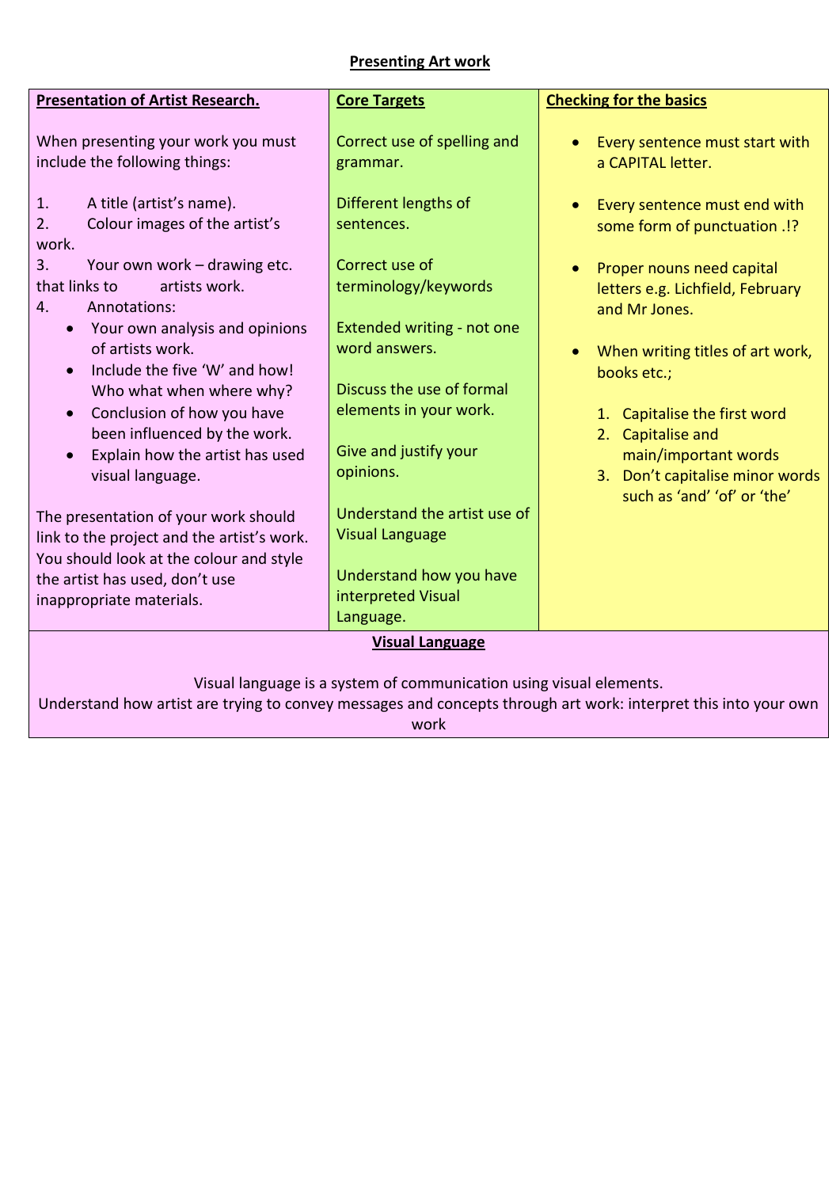# Presenting Art work

## Presentation of Artist Research.

When presenting your work you must include the following things:

1. A title (artist's name).
2. Colour images of the artist's work.
3. Your own work – drawing etc. that links to artists work.
4. Annotations:
   - Your own analysis and opinions of artists work.
   - Include the five 'W' and how! Who what when where why?
   - Conclusion of how you have been influenced by the work.
   - Explain how the artist has used visual language.

The presentation of your work should link to the project and the artist's work. You should look at the colour and style the artist has used, don't use inappropriate materials.

## Core Targets

Correct use of spelling and grammar.

Different lengths of sentences.

Correct use of terminology/keywords

Extended writing - not one word answers.

Discuss the use of formal elements in your work.

Give and justify your opinions.

Understand the artist use of Visual Language

Understand how you have interpreted Visual Language.

## Checking for the basics

- Every sentence must start with a CAPITAL letter.
- Every sentence must end with some form of punctuation .!?
- Proper nouns need capital letters e.g. Lichfield, February and Mr Jones.
- When writing titles of art work, books etc.;
  1. Capitalise the first word
  2. Capitalise and main/important words
  3. Don't capitalise minor words such as 'and' 'of' or 'the'

## Visual Language

Visual language is a system of communication using visual elements.
Understand how artist are trying to convey messages and concepts through art work: interpret this into your own work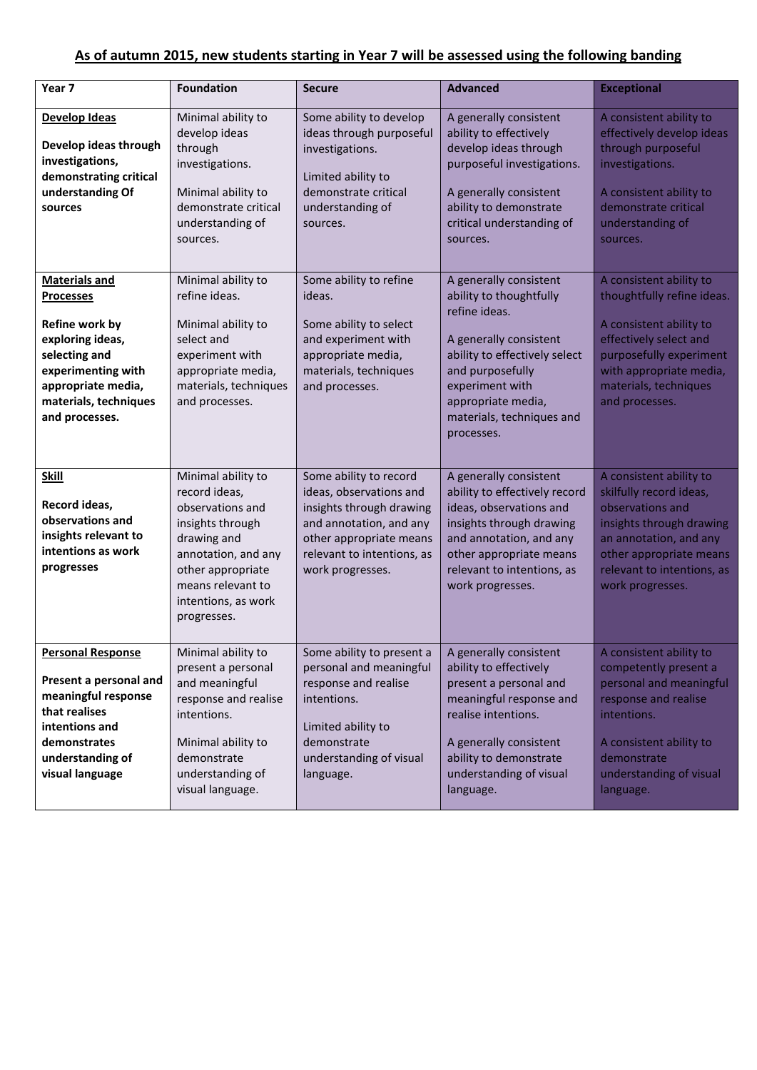**As of autumn 2015, new students starting in Year 7 will be assessed using the following banding**

| Year 7 | Foundation | Secure | Advanced | Exceptional |
|---|---|---|---|---|
| **Develop Ideas**<br><br>**Develop ideas through investigations, demonstrating critical understanding Of sources** | Minimal ability to develop ideas through investigations.<br><br>Minimal ability to demonstrate critical understanding of sources. | Some ability to develop ideas through purposeful investigations.<br><br>Limited ability to demonstrate critical understanding of sources. | A generally consistent ability to effectively develop ideas through purposeful investigations.<br><br>A generally consistent ability to demonstrate critical understanding of sources. | A consistent ability to effectively develop ideas through purposeful investigations.<br><br>A consistent ability to demonstrate critical understanding of sources. |
| **Materials and Processes**<br><br>**Refine work by exploring ideas, selecting and experimenting with appropriate media, materials, techniques and processes.** | Minimal ability to refine ideas.<br><br>Minimal ability to select and experiment with appropriate media, materials, techniques and processes. | Some ability to refine ideas.<br><br>Some ability to select and experiment with appropriate media, materials, techniques and processes. | A generally consistent ability to thoughtfully refine ideas.<br><br>A generally consistent ability to effectively select and purposefully experiment with appropriate media, materials, techniques and processes. | A consistent ability to thoughtfully refine ideas.<br><br>A consistent ability to effectively select and purposefully experiment with appropriate media, materials, techniques and processes. |
| **Skill**<br><br>**Record ideas, observations and insights relevant to intentions as work progresses** | Minimal ability to record ideas, observations and insights through drawing and annotation, and any other appropriate means relevant to intentions, as work progresses. | Some ability to record ideas, observations and insights through drawing and annotation, and any other appropriate means relevant to intentions, as work progresses. | A generally consistent ability to effectively record ideas, observations and insights through drawing and annotation, and any other appropriate means relevant to intentions, as work progresses. | A consistent ability to skilfully record ideas, observations and insights through drawing an annotation, and any other appropriate means relevant to intentions, as work progresses. |
| **Personal Response**<br><br>**Present a personal and meaningful response that realises intentions and demonstrates understanding of visual language** | Minimal ability to present a personal and meaningful response and realise intentions.<br><br>Minimal ability to demonstrate understanding of visual language. | Some ability to present a personal and meaningful response and realise intentions.<br><br>Limited ability to demonstrate understanding of visual language. | A generally consistent ability to effectively present a personal and meaningful response and realise intentions.<br><br>A generally consistent ability to demonstrate understanding of visual language. | A consistent ability to competently present a personal and meaningful response and realise intentions.<br><br>A consistent ability to demonstrate understanding of visual language. |